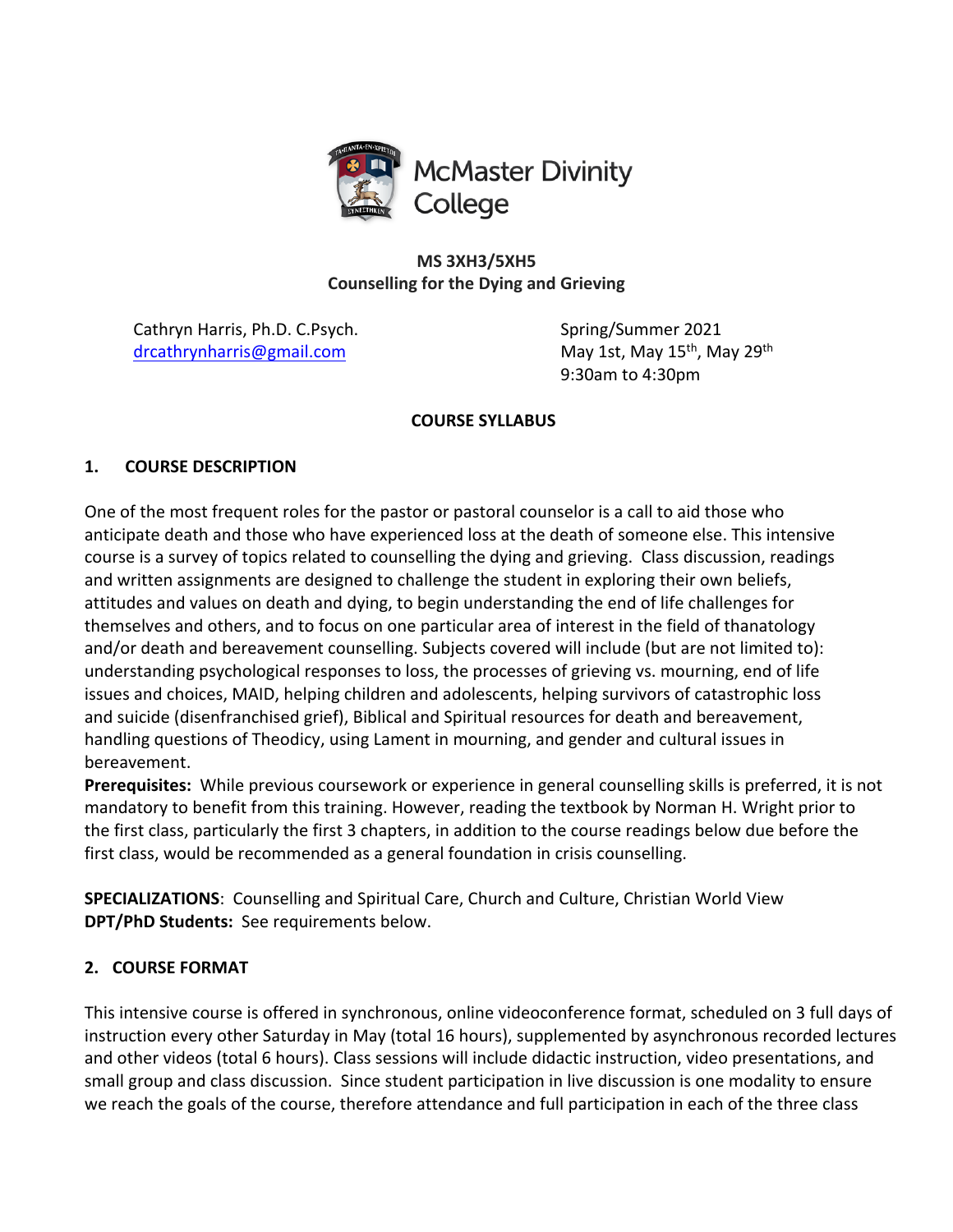McMaster Divinity College

**MS 3XH3/5XH5**
**Counselling for the Dying and Grieving**

Cathryn Harris, Ph.D. C.Psych.
drcathrynharris@gmail.com

Spring/Summer 2021
May 1st, May 15th, May 29th
9:30am to 4:30pm

**COURSE SYLLABUS**

## 1. COURSE DESCRIPTION

One of the most frequent roles for the pastor or pastoral counselor is a call to aid those who anticipate death and those who have experienced loss at the death of someone else. This intensive course is a survey of topics related to counselling the dying and grieving. Class discussion, readings and written assignments are designed to challenge the student in exploring their own beliefs, attitudes and values on death and dying, to begin understanding the end of life challenges for themselves and others, and to focus on one particular area of interest in the field of thanatology and/or death and bereavement counselling. Subjects covered will include (but are not limited to): understanding psychological responses to loss, the processes of grieving vs. mourning, end of life issues and choices, MAID, helping children and adolescents, helping survivors of catastrophic loss and suicide (disenfranchised grief), Biblical and Spiritual resources for death and bereavement, handling questions of Theodicy, using Lament in mourning, and gender and cultural issues in bereavement.

**Prerequisites:** While previous coursework or experience in general counselling skills is preferred, it is not mandatory to benefit from this training. However, reading the textbook by Norman H. Wright prior to the first class, particularly the first 3 chapters, in addition to the course readings below due before the first class, would be recommended as a general foundation in crisis counselling.

**SPECIALIZATIONS**: Counselling and Spiritual Care, Church and Culture, Christian World View
**DPT/PhD Students:** See requirements below.

## 2. COURSE FORMAT

This intensive course is offered in synchronous, online videoconference format, scheduled on 3 full days of instruction every other Saturday in May (total 16 hours), supplemented by asynchronous recorded lectures and other videos (total 6 hours). Class sessions will include didactic instruction, video presentations, and small group and class discussion. Since student participation in live discussion is one modality to ensure we reach the goals of the course, therefore attendance and full participation in each of the three class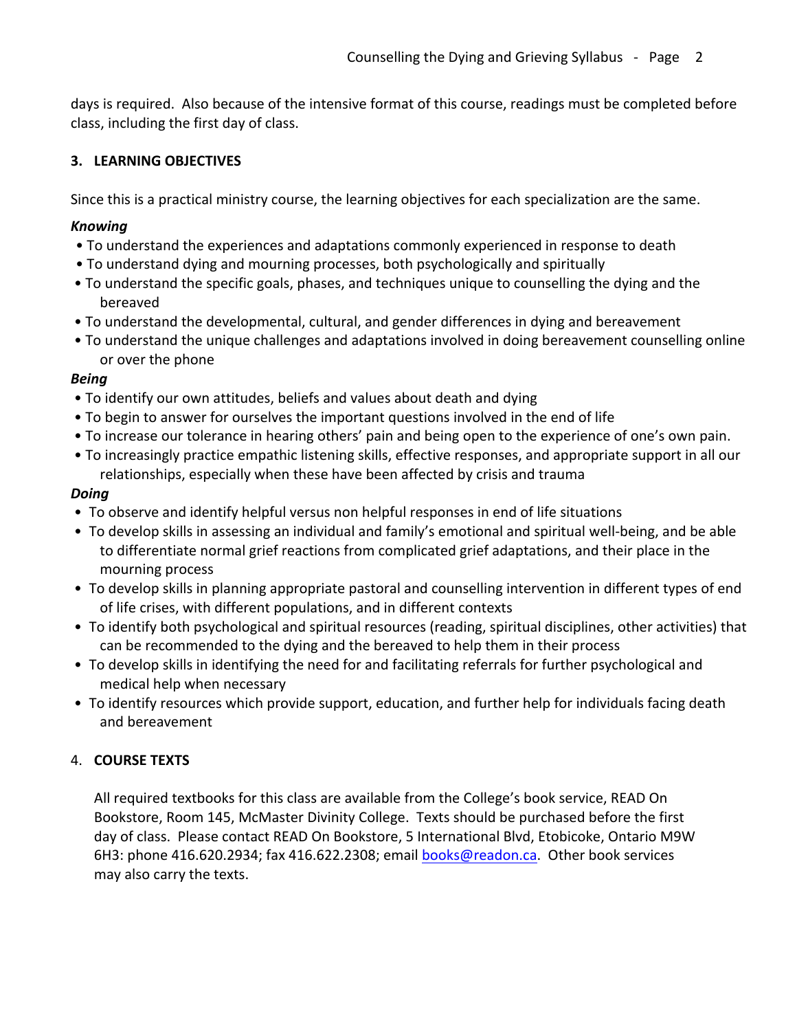days is required. Also because of the intensive format of this course, readings must be completed before class, including the first day of class.

## 3. LEARNING OBJECTIVES

Since this is a practical ministry course, the learning objectives for each specialization are the same.

***Knowing***

- To understand the experiences and adaptations commonly experienced in response to death
- To understand dying and mourning processes, both psychologically and spiritually
- To understand the specific goals, phases, and techniques unique to counselling the dying and the bereaved
- To understand the developmental, cultural, and gender differences in dying and bereavement
- To understand the unique challenges and adaptations involved in doing bereavement counselling online or over the phone

***Being***

- To identify our own attitudes, beliefs and values about death and dying
- To begin to answer for ourselves the important questions involved in the end of life
- To increase our tolerance in hearing others' pain and being open to the experience of one's own pain.
- To increasingly practice empathic listening skills, effective responses, and appropriate support in all our relationships, especially when these have been affected by crisis and trauma

***Doing***

- To observe and identify helpful versus non helpful responses in end of life situations
- To develop skills in assessing an individual and family's emotional and spiritual well-being, and be able to differentiate normal grief reactions from complicated grief adaptations, and their place in the mourning process
- To develop skills in planning appropriate pastoral and counselling intervention in different types of end of life crises, with different populations, and in different contexts
- To identify both psychological and spiritual resources (reading, spiritual disciplines, other activities) that can be recommended to the dying and the bereaved to help them in their process
- To develop skills in identifying the need for and facilitating referrals for further psychological and medical help when necessary
- To identify resources which provide support, education, and further help for individuals facing death and bereavement

## 4. COURSE TEXTS

All required textbooks for this class are available from the College's book service, READ On Bookstore, Room 145, McMaster Divinity College. Texts should be purchased before the first day of class. Please contact READ On Bookstore, 5 International Blvd, Etobicoke, Ontario M9W 6H3: phone 416.620.2934; fax 416.622.2308; email books@readon.ca. Other book services may also carry the texts.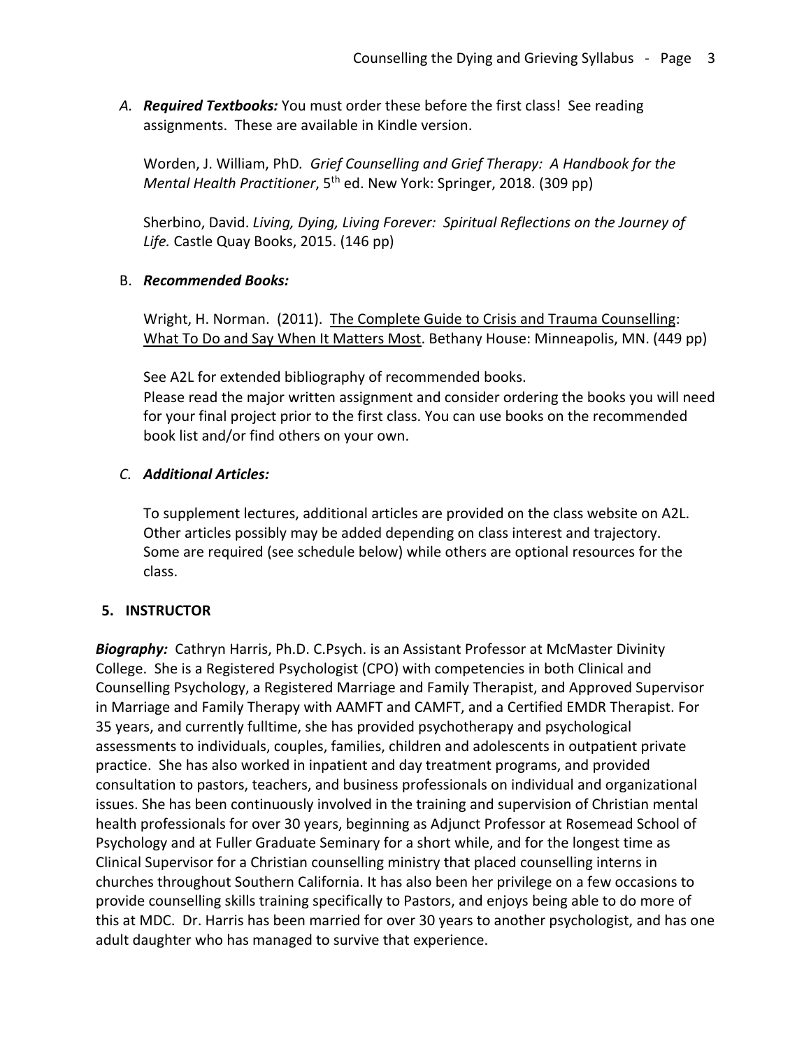A. ***Required Textbooks:*** You must order these before the first class! See reading assignments. These are available in Kindle version.

   Worden, J. William, PhD. *Grief Counselling and Grief Therapy: A Handbook for the Mental Health Practitioner*, 5th ed. New York: Springer, 2018. (309 pp)

   Sherbino, David. *Living, Dying, Living Forever: Spiritual Reflections on the Journey of Life.* Castle Quay Books, 2015. (146 pp)

B. ***Recommended Books:***

   Wright, H. Norman. (2011). The Complete Guide to Crisis and Trauma Counselling: What To Do and Say When It Matters Most. Bethany House: Minneapolis, MN. (449 pp)

   See A2L for extended bibliography of recommended books.
   Please read the major written assignment and consider ordering the books you will need for your final project prior to the first class. You can use books on the recommended book list and/or find others on your own.

C. ***Additional Articles:***

   To supplement lectures, additional articles are provided on the class website on A2L. Other articles possibly may be added depending on class interest and trajectory. Some are required (see schedule below) while others are optional resources for the class.

## 5. INSTRUCTOR

***Biography:*** Cathryn Harris, Ph.D. C.Psych. is an Assistant Professor at McMaster Divinity College. She is a Registered Psychologist (CPO) with competencies in both Clinical and Counselling Psychology, a Registered Marriage and Family Therapist, and Approved Supervisor in Marriage and Family Therapy with AAMFT and CAMFT, and a Certified EMDR Therapist. For 35 years, and currently fulltime, she has provided psychotherapy and psychological assessments to individuals, couples, families, children and adolescents in outpatient private practice. She has also worked in inpatient and day treatment programs, and provided consultation to pastors, teachers, and business professionals on individual and organizational issues. She has been continuously involved in the training and supervision of Christian mental health professionals for over 30 years, beginning as Adjunct Professor at Rosemead School of Psychology and at Fuller Graduate Seminary for a short while, and for the longest time as Clinical Supervisor for a Christian counselling ministry that placed counselling interns in churches throughout Southern California. It has also been her privilege on a few occasions to provide counselling skills training specifically to Pastors, and enjoys being able to do more of this at MDC. Dr. Harris has been married for over 30 years to another psychologist, and has one adult daughter who has managed to survive that experience.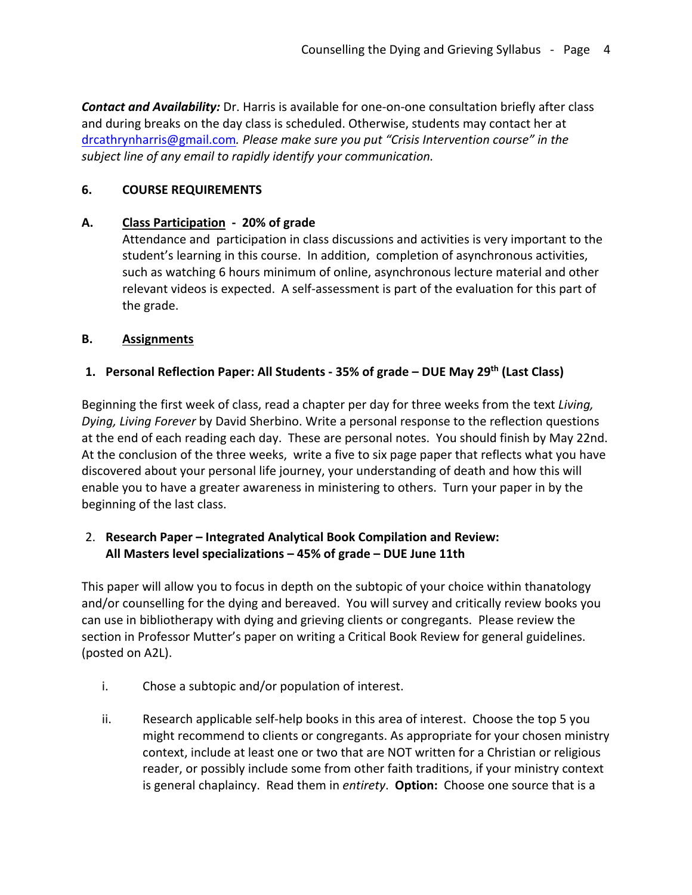***Contact and Availability:*** Dr. Harris is available for one-on-one consultation briefly after class and during breaks on the day class is scheduled. Otherwise, students may contact her at drcathrynharris@gmail.com. *Please make sure you put "Crisis Intervention course" in the subject line of any email to rapidly identify your communication.*

## 6. COURSE REQUIREMENTS

### A. Class Participation - 20% of grade

Attendance and participation in class discussions and activities is very important to the student's learning in this course. In addition, completion of asynchronous activities, such as watching 6 hours minimum of online, asynchronous lecture material and other relevant videos is expected. A self-assessment is part of the evaluation for this part of the grade.

### B. Assignments

**1. Personal Reflection Paper: All Students - 35% of grade – DUE May 29th (Last Class)**

Beginning the first week of class, read a chapter per day for three weeks from the text *Living, Dying, Living Forever* by David Sherbino. Write a personal response to the reflection questions at the end of each reading each day. These are personal notes. You should finish by May 22nd. At the conclusion of the three weeks, write a five to six page paper that reflects what you have discovered about your personal life journey, your understanding of death and how this will enable you to have a greater awareness in ministering to others. Turn your paper in by the beginning of the last class.

2. **Research Paper – Integrated Analytical Book Compilation and Review: All Masters level specializations – 45% of grade – DUE June 11th**

This paper will allow you to focus in depth on the subtopic of your choice within thanatology and/or counselling for the dying and bereaved. You will survey and critically review books you can use in bibliotherapy with dying and grieving clients or congregants. Please review the section in Professor Mutter's paper on writing a Critical Book Review for general guidelines. (posted on A2L).

i. Chose a subtopic and/or population of interest.

ii. Research applicable self-help books in this area of interest. Choose the top 5 you might recommend to clients or congregants. As appropriate for your chosen ministry context, include at least one or two that are NOT written for a Christian or religious reader, or possibly include some from other faith traditions, if your ministry context is general chaplaincy. Read them in *entirety*. **Option:** Choose one source that is a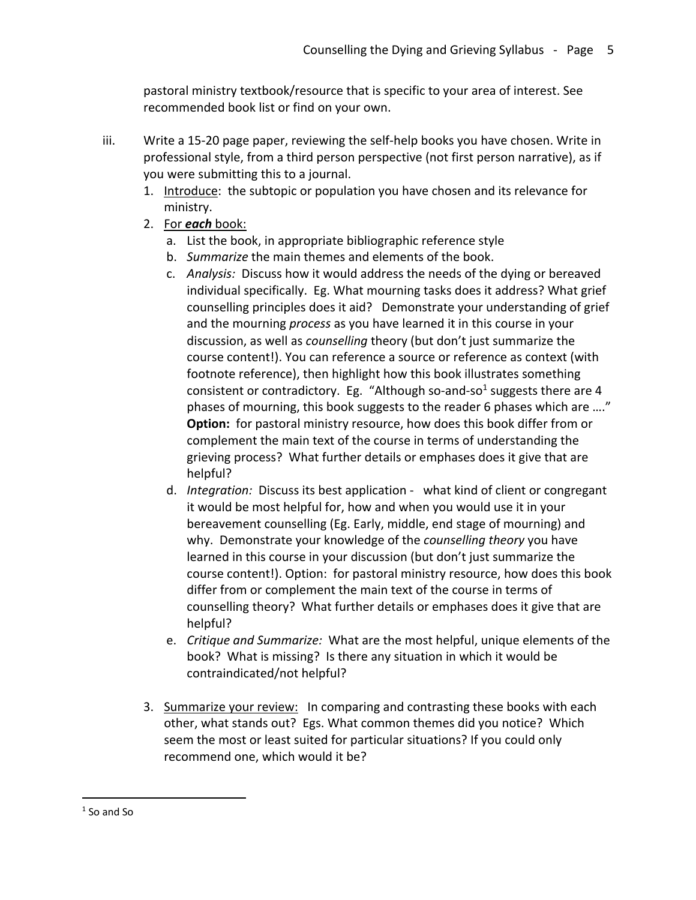pastoral ministry textbook/resource that is specific to your area of interest. See recommended book list or find on your own.

iii. Write a 15-20 page paper, reviewing the self-help books you have chosen. Write in professional style, from a third person perspective (not first person narrative), as if you were submitting this to a journal.

1. Introduce: the subtopic or population you have chosen and its relevance for ministry.
2. For ***each*** book:
   a. List the book, in appropriate bibliographic reference style
   b. *Summarize* the main themes and elements of the book.
   c. *Analysis:* Discuss how it would address the needs of the dying or bereaved individual specifically. Eg. What mourning tasks does it address? What grief counselling principles does it aid? Demonstrate your understanding of grief and the mourning *process* as you have learned it in this course in your discussion, as well as *counselling* theory (but don't just summarize the course content!). You can reference a source or reference as context (with footnote reference), then highlight how this book illustrates something consistent or contradictory. Eg. "Although so-and-so[1] suggests there are 4 phases of mourning, this book suggests to the reader 6 phases which are …." **Option:** for pastoral ministry resource, how does this book differ from or complement the main text of the course in terms of understanding the grieving process? What further details or emphases does it give that are helpful?
   d. *Integration:* Discuss its best application - what kind of client or congregant it would be most helpful for, how and when you would use it in your bereavement counselling (Eg. Early, middle, end stage of mourning) and why. Demonstrate your knowledge of the *counselling theory* you have learned in this course in your discussion (but don't just summarize the course content!). Option: for pastoral ministry resource, how does this book differ from or complement the main text of the course in terms of counselling theory? What further details or emphases does it give that are helpful?
   e. *Critique and Summarize:* What are the most helpful, unique elements of the book? What is missing? Is there any situation in which it would be contraindicated/not helpful?
3. Summarize your review: In comparing and contrasting these books with each other, what stands out? Egs. What common themes did you notice? Which seem the most or least suited for particular situations? If you could only recommend one, which would it be?

---

[1] So and So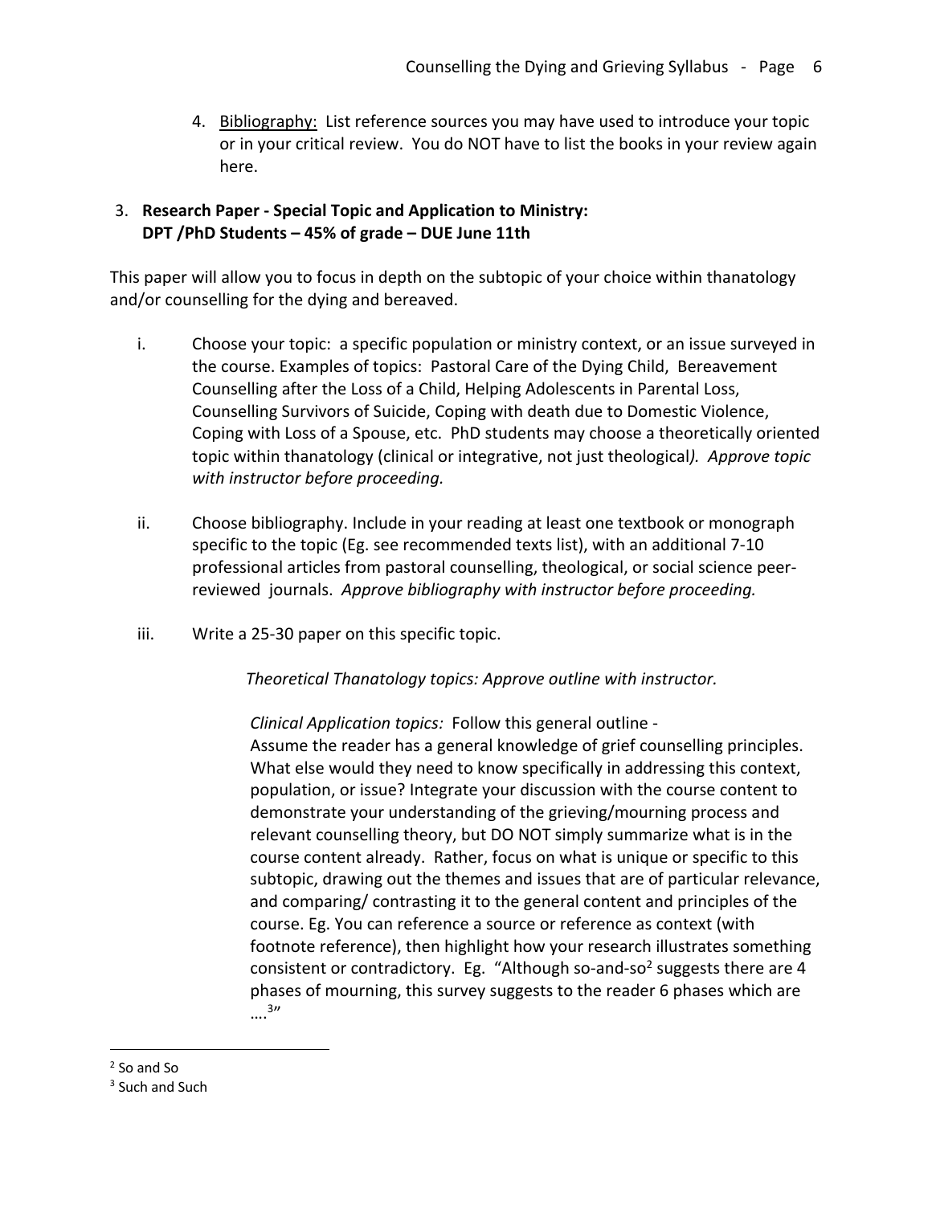4. Bibliography: List reference sources you may have used to introduce your topic or in your critical review. You do NOT have to list the books in your review again here.

3. **Research Paper - Special Topic and Application to Ministry: DPT /PhD Students – 45% of grade – DUE June 11th**

This paper will allow you to focus in depth on the subtopic of your choice within thanatology and/or counselling for the dying and bereaved.

i. Choose your topic: a specific population or ministry context, or an issue surveyed in the course. Examples of topics: Pastoral Care of the Dying Child, Bereavement Counselling after the Loss of a Child, Helping Adolescents in Parental Loss, Counselling Survivors of Suicide, Coping with death due to Domestic Violence, Coping with Loss of a Spouse, etc. PhD students may choose a theoretically oriented topic within thanatology (clinical or integrative, not just theological*). Approve topic with instructor before proceeding.*

ii. Choose bibliography. Include in your reading at least one textbook or monograph specific to the topic (Eg. see recommended texts list), with an additional 7-10 professional articles from pastoral counselling, theological, or social science peer-reviewed journals. *Approve bibliography with instructor before proceeding.*

iii. Write a 25-30 paper on this specific topic.

*Theoretical Thanatology topics: Approve outline with instructor.*

*Clinical Application topics:* Follow this general outline -
Assume the reader has a general knowledge of grief counselling principles. What else would they need to know specifically in addressing this context, population, or issue? Integrate your discussion with the course content to demonstrate your understanding of the grieving/mourning process and relevant counselling theory, but DO NOT simply summarize what is in the course content already. Rather, focus on what is unique or specific to this subtopic, drawing out the themes and issues that are of particular relevance, and comparing/ contrasting it to the general content and principles of the course. Eg. You can reference a source or reference as context (with footnote reference), then highlight how your research illustrates something consistent or contradictory. Eg. "Although so-and-so[2] suggests there are 4 phases of mourning, this survey suggests to the reader 6 phases which are ….[3]"

---

[2] So and So

[3] Such and Such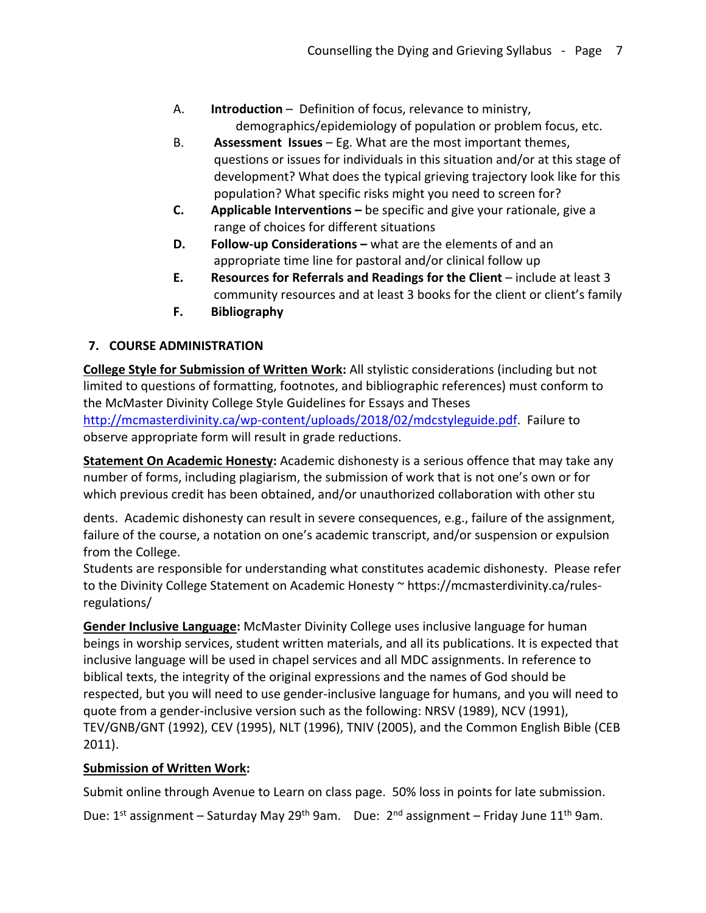A. **Introduction** – Definition of focus, relevance to ministry, demographics/epidemiology of population or problem focus, etc.

B. **Assessment Issues** – Eg. What are the most important themes, questions or issues for individuals in this situation and/or at this stage of development? What does the typical grieving trajectory look like for this population? What specific risks might you need to screen for?

**C.** **Applicable Interventions –** be specific and give your rationale, give a range of choices for different situations

**D.** **Follow-up Considerations –** what are the elements of and an appropriate time line for pastoral and/or clinical follow up

**E.** **Resources for Referrals and Readings for the Client** – include at least 3 community resources and at least 3 books for the client or client's family

**F.** **Bibliography**

## 7. COURSE ADMINISTRATION

**College Style for Submission of Written Work:** All stylistic considerations (including but not limited to questions of formatting, footnotes, and bibliographic references) must conform to the McMaster Divinity College Style Guidelines for Essays and Theses http://mcmasterdivinity.ca/wp-content/uploads/2018/02/mdcstyleguide.pdf. Failure to observe appropriate form will result in grade reductions.

**Statement On Academic Honesty:** Academic dishonesty is a serious offence that may take any number of forms, including plagiarism, the submission of work that is not one's own or for which previous credit has been obtained, and/or unauthorized collaboration with other students. Academic dishonesty can result in severe consequences, e.g., failure of the assignment, failure of the course, a notation on one's academic transcript, and/or suspension or expulsion from the College.
Students are responsible for understanding what constitutes academic dishonesty. Please refer to the Divinity College Statement on Academic Honesty ~ https://mcmasterdivinity.ca/rules-regulations/

**Gender Inclusive Language:** McMaster Divinity College uses inclusive language for human beings in worship services, student written materials, and all its publications. It is expected that inclusive language will be used in chapel services and all MDC assignments. In reference to biblical texts, the integrity of the original expressions and the names of God should be respected, but you will need to use gender-inclusive language for humans, and you will need to quote from a gender-inclusive version such as the following: NRSV (1989), NCV (1991), TEV/GNB/GNT (1992), CEV (1995), NLT (1996), TNIV (2005), and the Common English Bible (CEB 2011).

**Submission of Written Work:**

Submit online through Avenue to Learn on class page. 50% loss in points for late submission.

Due: 1st assignment – Saturday May 29th 9am. Due: 2nd assignment – Friday June 11th 9am.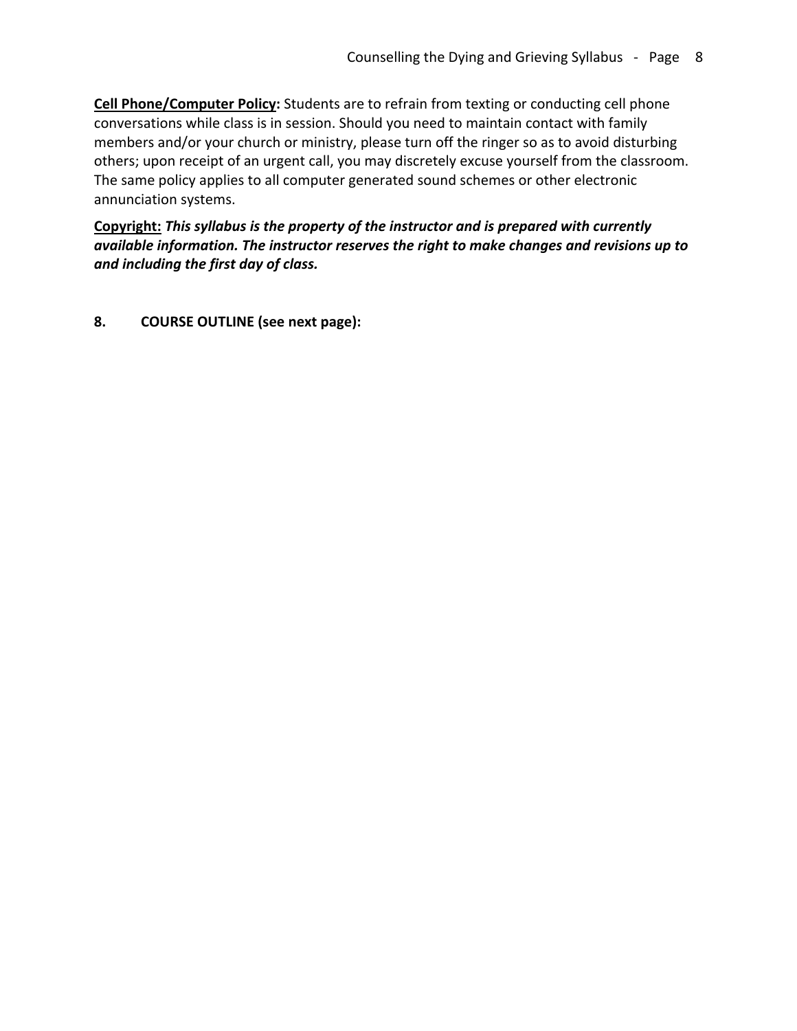**<u>Cell Phone/Computer Policy</u>:** Students are to refrain from texting or conducting cell phone conversations while class is in session. Should you need to maintain contact with family members and/or your church or ministry, please turn off the ringer so as to avoid disturbing others; upon receipt of an urgent call, you may discretely excuse yourself from the classroom. The same policy applies to all computer generated sound schemes or other electronic annunciation systems.

**<u>Copyright:</u>** ***This syllabus is the property of the instructor and is prepared with currently available information. The instructor reserves the right to make changes and revisions up to and including the first day of class.***

## 8. COURSE OUTLINE (see next page):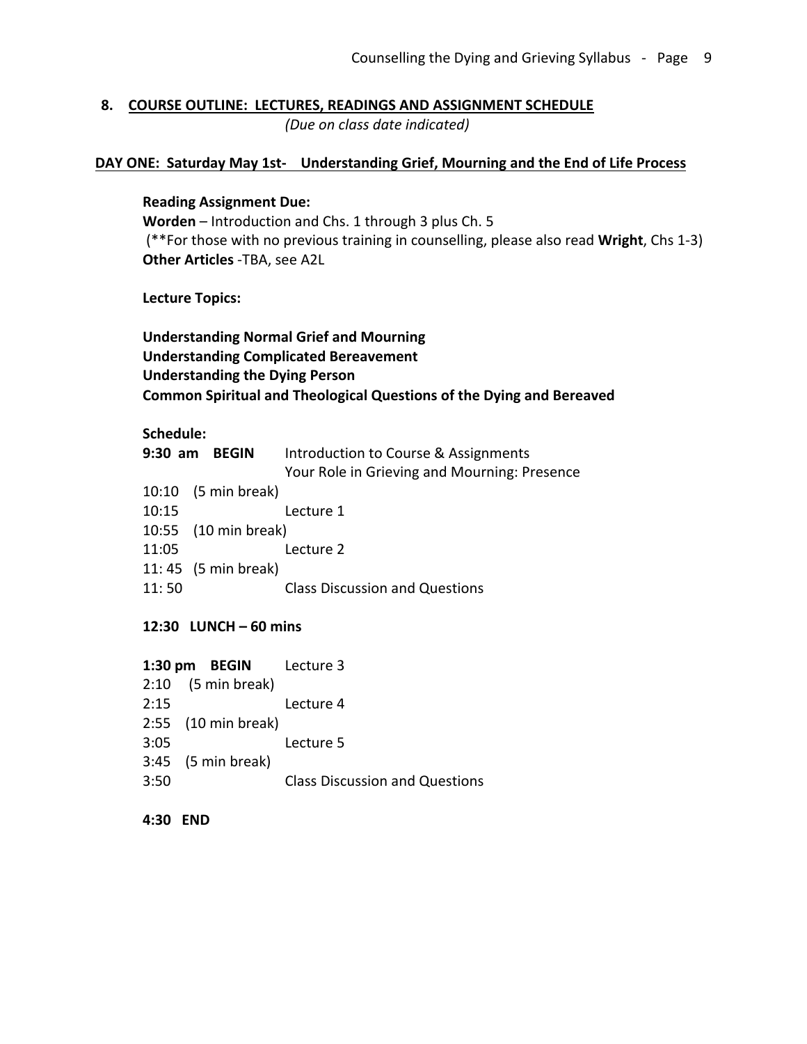## 8. COURSE OUTLINE: LECTURES, READINGS AND ASSIGNMENT SCHEDULE

*(Due on class date indicated)*

### DAY ONE: Saturday May 1st- Understanding Grief, Mourning and the End of Life Process

**Reading Assignment Due:**
**Worden** – Introduction and Chs. 1 through 3 plus Ch. 5
(**For those with no previous training in counselling, please also read **Wright**, Chs 1-3)
**Other Articles** -TBA, see A2L

**Lecture Topics:**

**Understanding Normal Grief and Mourning**
**Understanding Complicated Bereavement**
**Understanding the Dying Person**
**Common Spiritual and Theological Questions of the Dying and Bereaved**

**Schedule:**

**9:30 am BEGIN** Introduction to Course & Assignments
Your Role in Grieving and Mourning: Presence
10:10 (5 min break)
10:15 Lecture 1
10:55 (10 min break)
11:05 Lecture 2
11: 45 (5 min break)
11: 50 Class Discussion and Questions

**12:30 LUNCH – 60 mins**

**1:30 pm BEGIN** Lecture 3
2:10 (5 min break)
2:15 Lecture 4
2:55 (10 min break)
3:05 Lecture 5
3:45 (5 min break)
3:50 Class Discussion and Questions

**4:30 END**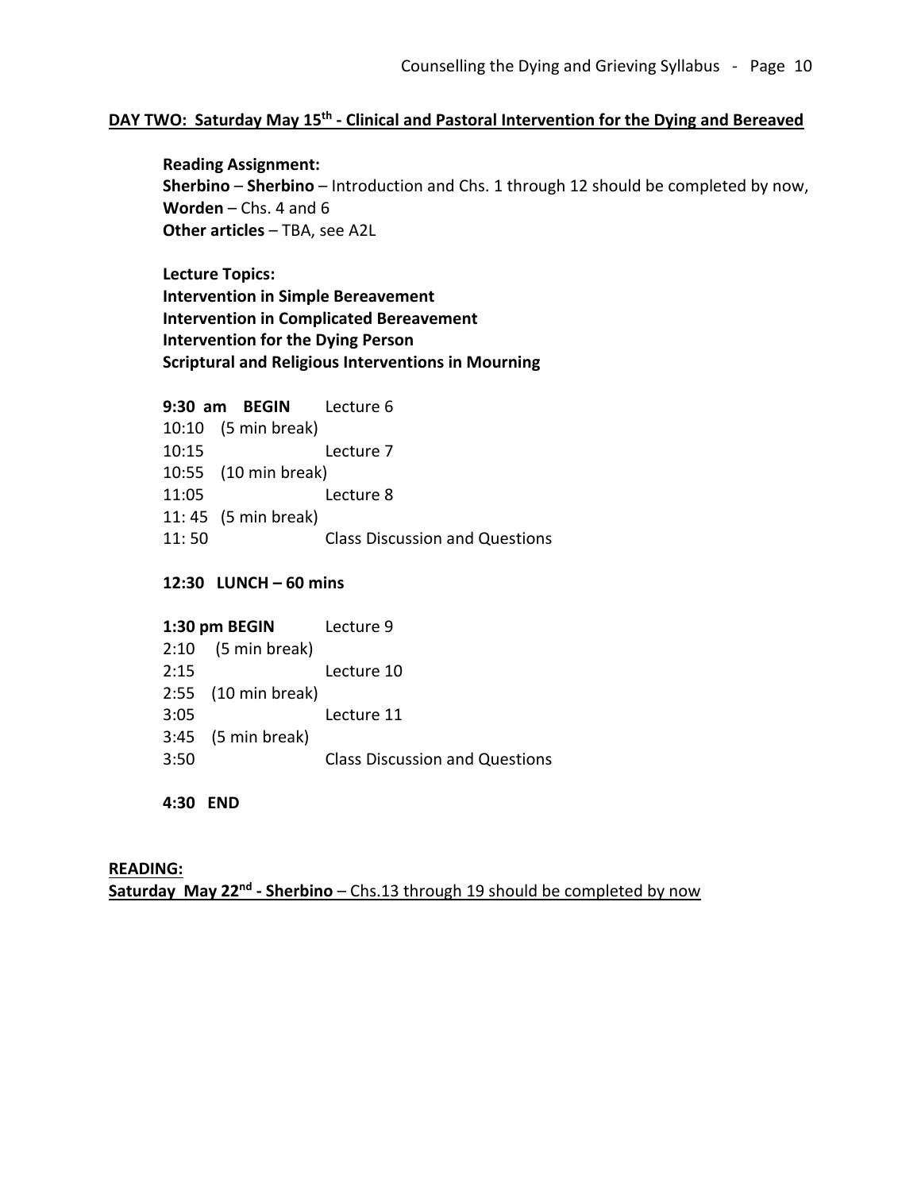**DAY TWO: Saturday May 15th - Clinical and Pastoral Intervention for the Dying and Bereaved**

**Reading Assignment:**
**Sherbino** – **Sherbino** – Introduction and Chs. 1 through 12 should be completed by now,
**Worden** – Chs. 4 and 6
**Other articles** – TBA, see A2L

**Lecture Topics:**
**Intervention in Simple Bereavement**
**Intervention in Complicated Bereavement**
**Intervention for the Dying Person**
**Scriptural and Religious Interventions in Mourning**

**9:30 am BEGIN** Lecture 6
10:10 (5 min break)
10:15 Lecture 7
10:55 (10 min break)
11:05 Lecture 8
11: 45 (5 min break)
11: 50 Class Discussion and Questions

**12:30 LUNCH – 60 mins**

**1:30 pm BEGIN** Lecture 9
2:10 (5 min break)
2:15 Lecture 10
2:55 (10 min break)
3:05 Lecture 11
3:45 (5 min break)
3:50 Class Discussion and Questions

**4:30 END**

**READING:**
**Saturday May 22nd - Sherbino** – Chs.13 through 19 should be completed by now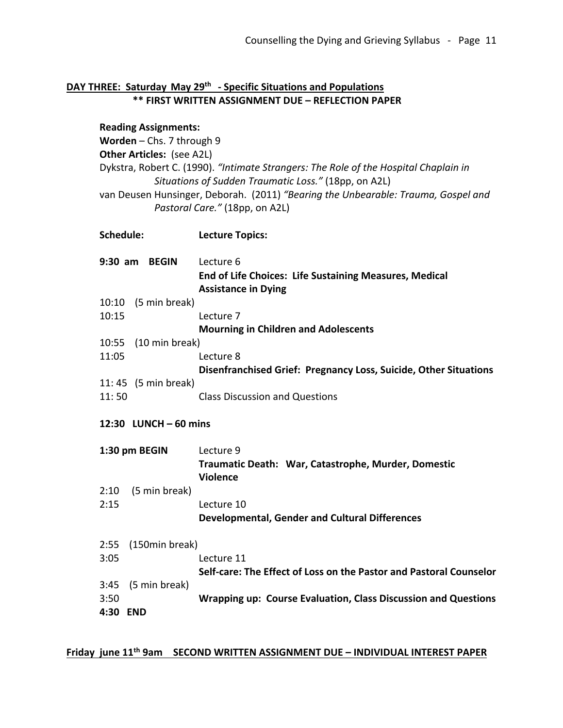## DAY THREE: Saturday May 29th - Specific Situations and Populations

**\*\* FIRST WRITTEN ASSIGNMENT DUE – REFLECTION PAPER**

**Reading Assignments:**

**Worden** – Chs. 7 through 9

**Other Articles:** (see A2L)

Dykstra, Robert C. (1990). *"Intimate Strangers: The Role of the Hospital Chaplain in Situations of Sudden Traumatic Loss."* (18pp, on A2L)

van Deusen Hunsinger, Deborah. (2011) *"Bearing the Unbearable: Trauma, Gospel and Pastoral Care."* (18pp, on A2L)

| **Schedule:** | **Lecture Topics:** |
|---|---|
| **9:30 am BEGIN** | Lecture 6<br>**End of Life Choices: Life Sustaining Measures, Medical Assistance in Dying** |
| 10:10 (5 min break) | |
| 10:15 | Lecture 7<br>**Mourning in Children and Adolescents** |
| 10:55 (10 min break) | |
| 11:05 | Lecture 8<br>**Disenfranchised Grief: Pregnancy Loss, Suicide, Other Situations** |
| 11: 45 (5 min break) | |
| 11: 50 | Class Discussion and Questions |
| **12:30 LUNCH – 60 mins** | |
| **1:30 pm BEGIN** | Lecture 9<br>**Traumatic Death: War, Catastrophe, Murder, Domestic Violence** |
| 2:10 (5 min break) | |
| 2:15 | Lecture 10<br>**Developmental, Gender and Cultural Differences** |
| 2:55 (150min break) | |
| 3:05 | Lecture 11<br>**Self-care: The Effect of Loss on the Pastor and Pastoral Counselor** |
| 3:45 (5 min break) | |
| 3:50 | **Wrapping up: Course Evaluation, Class Discussion and Questions** |
| **4:30 END** | |

**Friday june 11th 9am SECOND WRITTEN ASSIGNMENT DUE – INDIVIDUAL INTEREST PAPER**